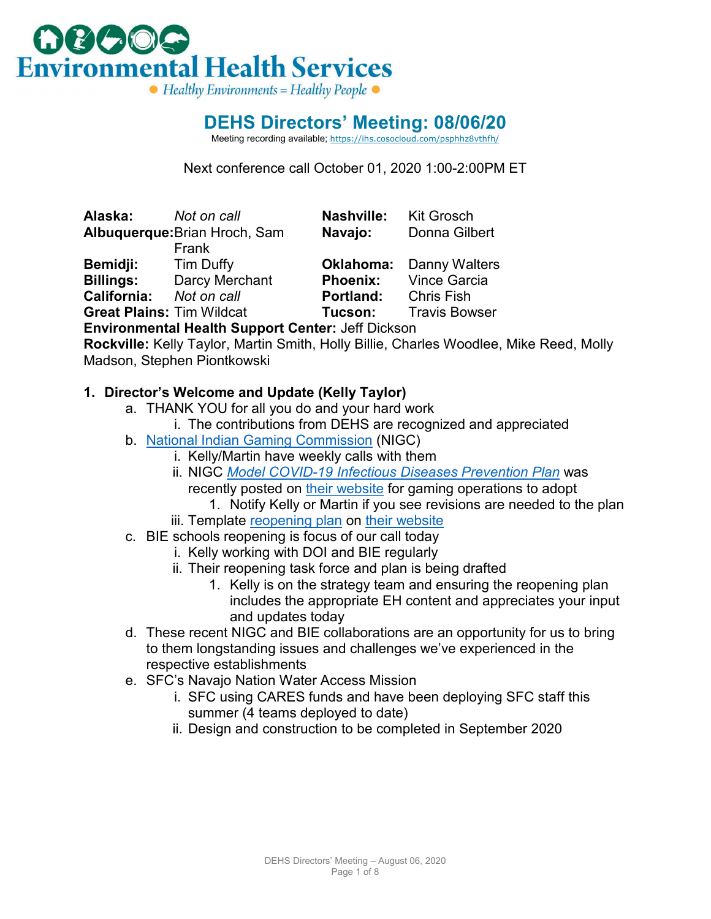Environmental Health Services

Healthy Environments = Healthy People

# DEHS Directors' Meeting: 08/06/20

Meeting recording available; https://ihs.cosocloud.com/psphhz8vthfh/

Next conference call October 01, 2020 1:00-2:00PM ET

| | | | |
|---|---|---|---|
| **Alaska:** | *Not on call* | **Nashville:** | Kit Grosch |
| **Albuquerque:** | Brian Hroch, Sam Frank | **Navajo:** | Donna Gilbert |
| **Bemidji:** | Tim Duffy | **Oklahoma:** | Danny Walters |
| **Billings:** | Darcy Merchant | **Phoenix:** | Vince Garcia |
| **California:** | *Not on call* | **Portland:** | Chris Fish |
| **Great Plains:** | Tim Wildcat | **Tucson:** | Travis Bowser |

**Environmental Health Support Center:** Jeff Dickson

**Rockville:** Kelly Taylor, Martin Smith, Holly Billie, Charles Woodlee, Mike Reed, Molly Madson, Stephen Piontkowski

1. **Director's Welcome and Update (Kelly Taylor)**
   a. THANK YOU for all you do and your hard work
      i. The contributions from DEHS are recognized and appreciated
   b. National Indian Gaming Commission (NIGC)
      i. Kelly/Martin have weekly calls with them
      ii. NIGC *Model COVID-19 Infectious Diseases Prevention Plan* was recently posted on their website for gaming operations to adopt
         1. Notify Kelly or Martin if you see revisions are needed to the plan
      iii. Template reopening plan on their website
   c. BIE schools reopening is focus of our call today
      i. Kelly working with DOI and BIE regularly
      ii. Their reopening task force and plan is being drafted
         1. Kelly is on the strategy team and ensuring the reopening plan includes the appropriate EH content and appreciates your input and updates today
   d. These recent NIGC and BIE collaborations are an opportunity for us to bring to them longstanding issues and challenges we've experienced in the respective establishments
   e. SFC's Navajo Nation Water Access Mission
      i. SFC using CARES funds and have been deploying SFC staff this summer (4 teams deployed to date)
      ii. Design and construction to be completed in September 2020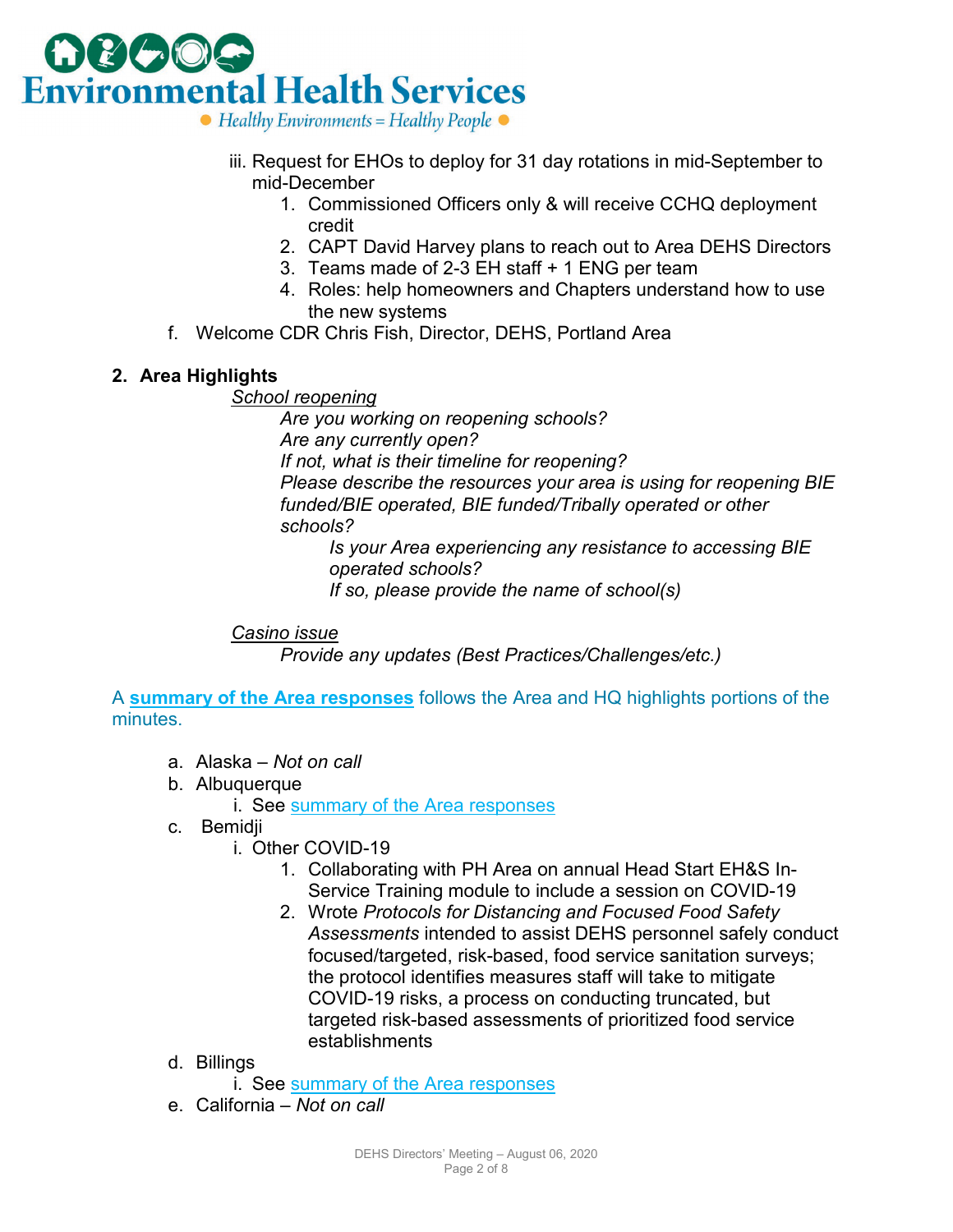iii. Request for EHOs to deploy for 31 day rotations in mid-September to mid-December
    1. Commissioned Officers only & will receive CCHQ deployment credit
    2. CAPT David Harvey plans to reach out to Area DEHS Directors
    3. Teams made of 2-3 EH staff + 1 ENG per team
    4. Roles: help homeowners and Chapters understand how to use the new systems

f. Welcome CDR Chris Fish, Director, DEHS, Portland Area

## 2. Area Highlights

<u>*School reopening*</u>

*Are you working on reopening schools?*
*Are any currently open?*
*If not, what is their timeline for reopening?*
*Please describe the resources your area is using for reopening BIE funded/BIE operated, BIE funded/Tribally operated or other schools?*

*Is your Area experiencing any resistance to accessing BIE operated schools?*
*If so, please provide the name of school(s)*

<u>*Casino issue*</u>

*Provide any updates (Best Practices/Challenges/etc.)*

A **summary of the Area responses** follows the Area and HQ highlights portions of the minutes.

a. Alaska – *Not on call*
b. Albuquerque
    i. See summary of the Area responses
c. Bemidji
    i. Other COVID-19
        1. Collaborating with PH Area on annual Head Start EH&S In-Service Training module to include a session on COVID-19
        2. Wrote *Protocols for Distancing and Focused Food Safety Assessments* intended to assist DEHS personnel safely conduct focused/targeted, risk-based, food service sanitation surveys; the protocol identifies measures staff will take to mitigate COVID-19 risks, a process on conducting truncated, but targeted risk-based assessments of prioritized food service establishments
d. Billings
    i. See summary of the Area responses
e. California – *Not on call*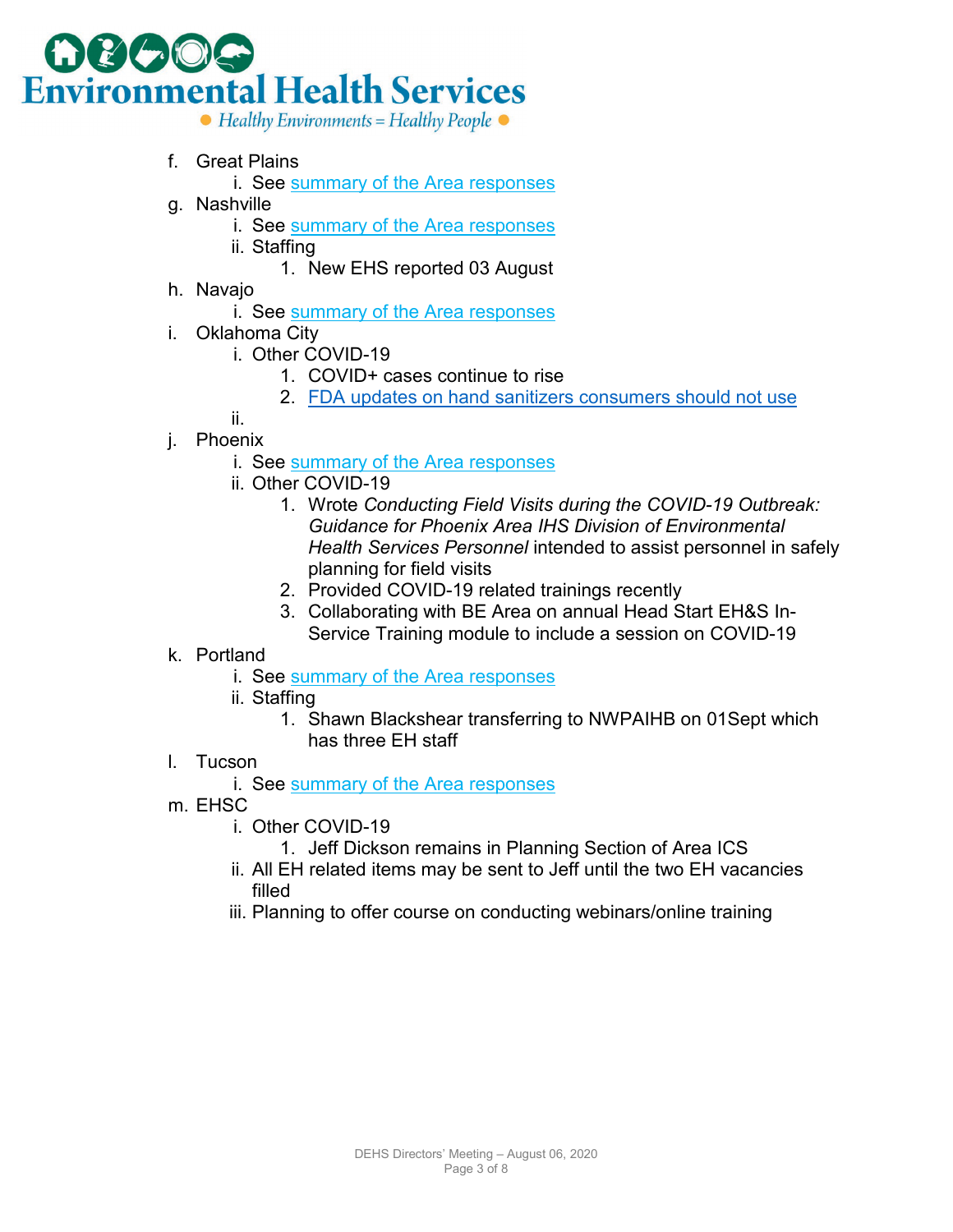f. Great Plains
    i. See summary of the Area responses
g. Nashville
    i. See summary of the Area responses
    ii. Staffing
        1. New EHS reported 03 August
h. Navajo
    i. See summary of the Area responses
i. Oklahoma City
    i. Other COVID-19
        1. COVID+ cases continue to rise
        2. FDA updates on hand sanitizers consumers should not use
    ii.
j. Phoenix
    i. See summary of the Area responses
    ii. Other COVID-19
        1. Wrote *Conducting Field Visits during the COVID-19 Outbreak: Guidance for Phoenix Area IHS Division of Environmental Health Services Personnel* intended to assist personnel in safely planning for field visits
        2. Provided COVID-19 related trainings recently
        3. Collaborating with BE Area on annual Head Start EH&S In-Service Training module to include a session on COVID-19
k. Portland
    i. See summary of the Area responses
    ii. Staffing
        1. Shawn Blackshear transferring to NWPAIHB on 01Sept which has three EH staff
l. Tucson
    i. See summary of the Area responses
m. EHSC
    i. Other COVID-19
        1. Jeff Dickson remains in Planning Section of Area ICS
    ii. All EH related items may be sent to Jeff until the two EH vacancies filled
    iii. Planning to offer course on conducting webinars/online training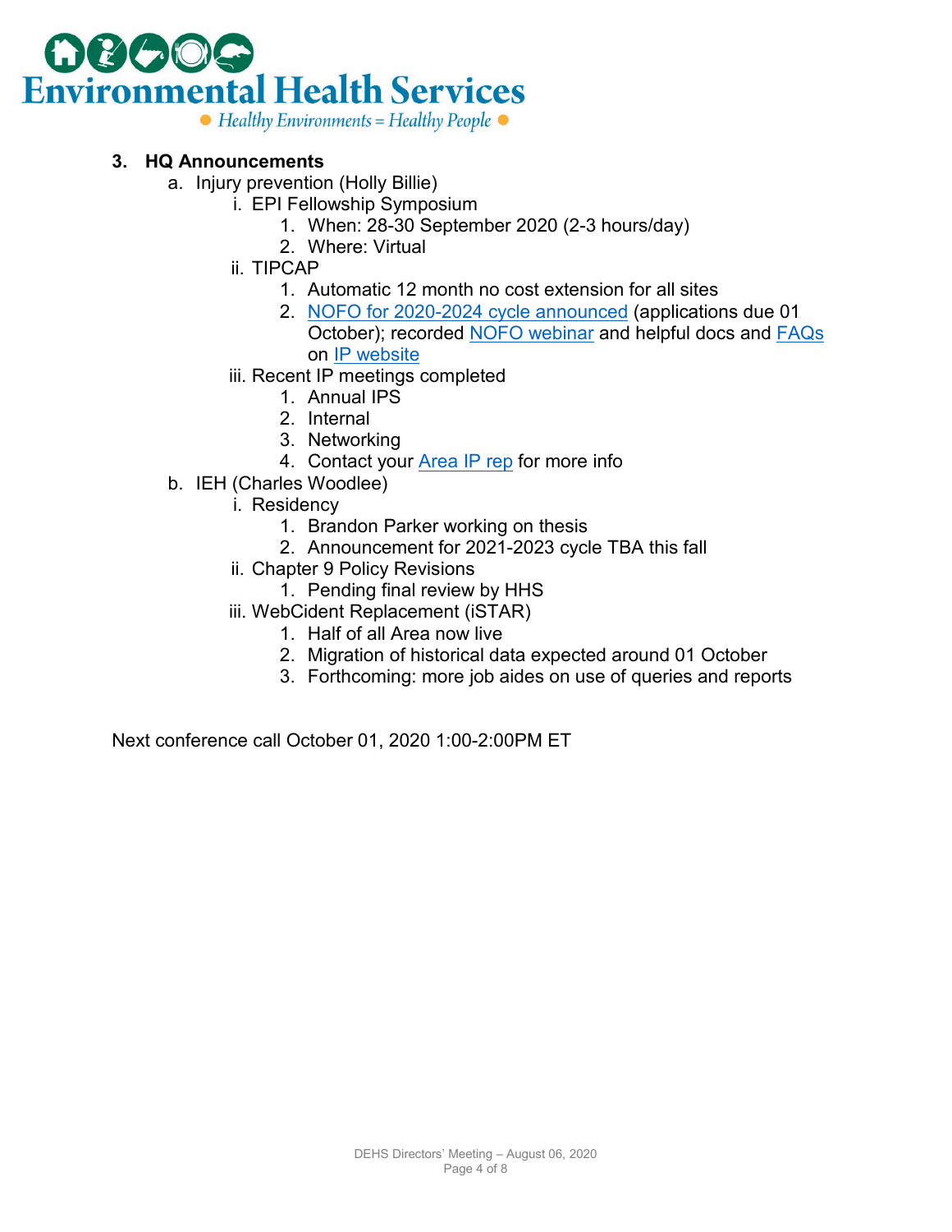3. **HQ Announcements**
   a. Injury prevention (Holly Billie)
      i. EPI Fellowship Symposium
         1. When: 28-30 September 2020 (2-3 hours/day)
         2. Where: Virtual
      ii. TIPCAP
         1. Automatic 12 month no cost extension for all sites
         2. NOFO for 2020-2024 cycle announced (applications due 01 October); recorded NOFO webinar and helpful docs and FAQs on IP website
      iii. Recent IP meetings completed
         1. Annual IPS
         2. Internal
         3. Networking
         4. Contact your Area IP rep for more info
   b. IEH (Charles Woodlee)
      i. Residency
         1. Brandon Parker working on thesis
         2. Announcement for 2021-2023 cycle TBA this fall
      ii. Chapter 9 Policy Revisions
         1. Pending final review by HHS
      iii. WebCident Replacement (iSTAR)
         1. Half of all Area now live
         2. Migration of historical data expected around 01 October
         3. Forthcoming: more job aides on use of queries and reports

Next conference call October 01, 2020 1:00-2:00PM ET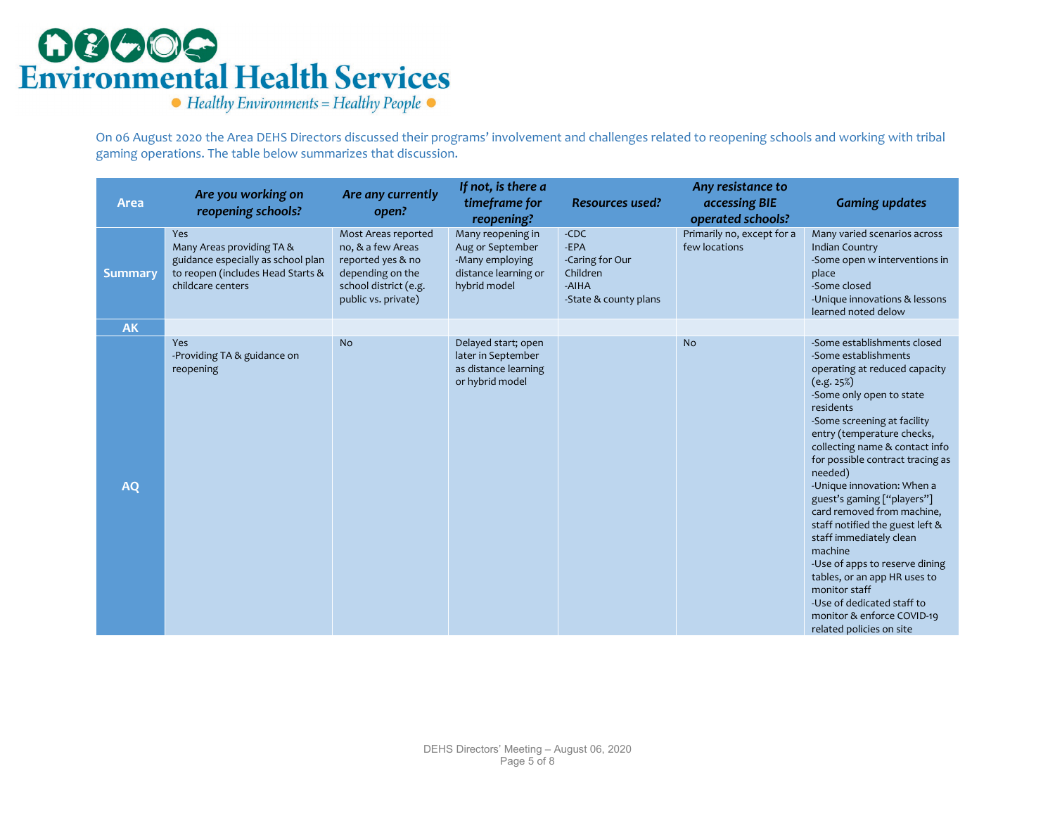# Environmental Health Services

*Healthy Environments = Healthy People*

On 06 August 2020 the Area DEHS Directors discussed their programs' involvement and challenges related to reopening schools and working with tribal gaming operations. The table below summarizes that discussion.

| Area | *Are you working on reopening schools?* | *Are any currently open?* | *If not, is there a timeframe for reopening?* | *Resources used?* | *Any resistance to accessing BIE operated schools?* | *Gaming updates* |
|---|---|---|---|---|---|---|
| **Summary** | Yes<br>Many Areas providing TA & guidance especially as school plan to reopen (includes Head Starts & childcare centers | Most Areas reported no, & a few Areas reported yes & no depending on the school district (e.g. public vs. private) | Many reopening in Aug or September<br>-Many employing distance learning or hybrid model | -CDC<br>-EPA<br>-Caring for Our Children<br>-AIHA<br>-State & county plans | Primarily no, except for a few locations | Many varied scenarios across Indian Country<br>-Some open w interventions in place<br>-Some closed<br>-Unique innovations & lessons learned noted delow |
| **AK** | | | | | | |
| **AQ** | Yes<br>-Providing TA & guidance on reopening | No | Delayed start; open later in September as distance learning or hybrid model | | No | -Some establishments closed<br>-Some establishments operating at reduced capacity (e.g. 25%)<br>-Some only open to state residents<br>-Some screening at facility entry (temperature checks, collecting name & contact info for possible contract tracing as needed)<br>-Unique innovation: When a guest's gaming ["players"] card removed from machine, staff notified the guest left & staff immediately clean machine<br>-Use of apps to reserve dining tables, or an app HR uses to monitor staff<br>-Use of dedicated staff to monitor & enforce COVID-19 related policies on site |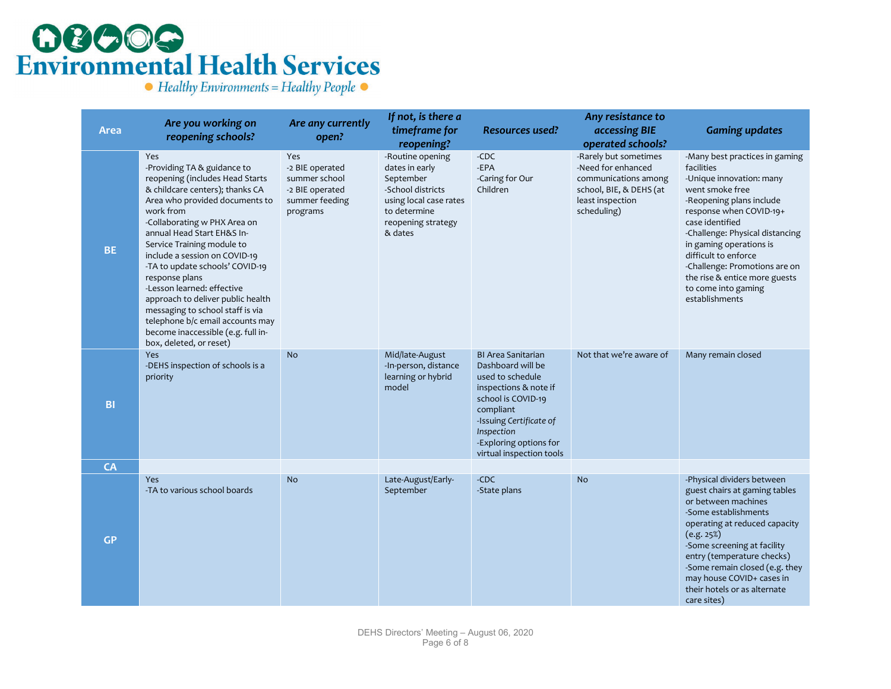# Environmental Health Services

Healthy Environments = Healthy People

| Area | Are you working on reopening schools? | Are any currently open? | If not, is there a timeframe for reopening? | Resources used? | Any resistance to accessing BIE operated schools? | Gaming updates |
|---|---|---|---|---|---|---|
| BE | Yes<br>-Providing TA & guidance to reopening (includes Head Starts & childcare centers); thanks CA Area who provided documents to work from<br>-Collaborating w PHX Area on annual Head Start EH&S In-Service Training module to include a session on COVID-19<br>-TA to update schools' COVID-19 response plans<br>-Lesson learned: effective approach to deliver public health messaging to school staff is via telephone b/c email accounts may become inaccessible (e.g. full in-box, deleted, or reset) | Yes<br>-2 BIE operated summer school<br>-2 BIE operated summer feeding programs | -Routine opening dates in early September<br>-School districts using local case rates to determine reopening strategy & dates | -CDC<br>-EPA<br>-Caring for Our Children | -Rarely but sometimes<br>-Need for enhanced communications among school, BIE, & DEHS (at least inspection scheduling) | -Many best practices in gaming facilities<br>-Unique innovation: many went smoke free<br>-Reopening plans include response when COVID-19+ case identified<br>-Challenge: Physical distancing in gaming operations is difficult to enforce<br>-Challenge: Promotions are on the rise & entice more guests to come into gaming establishments |
| BI | Yes<br>-DEHS inspection of schools is a priority | No | Mid/late-August<br>-In-person, distance learning or hybrid model | BI Area Sanitarian Dashboard will be used to schedule inspections & note if school is COVID-19 compliant<br>-Issuing *Certificate of Inspection*<br>-Exploring options for virtual inspection tools | Not that we're aware of | Many remain closed |
| CA | | | | | | |
| GP | Yes<br>-TA to various school boards | No | Late-August/Early-September | -CDC<br>-State plans | No | -Physical dividers between guest chairs at gaming tables or between machines<br>-Some establishments operating at reduced capacity (e.g. 25%)<br>-Some screening at facility entry (temperature checks)<br>-Some remain closed (e.g. they may house COVID+ cases in their hotels or as alternate care sites) |

DEHS Directors' Meeting – August 06, 2020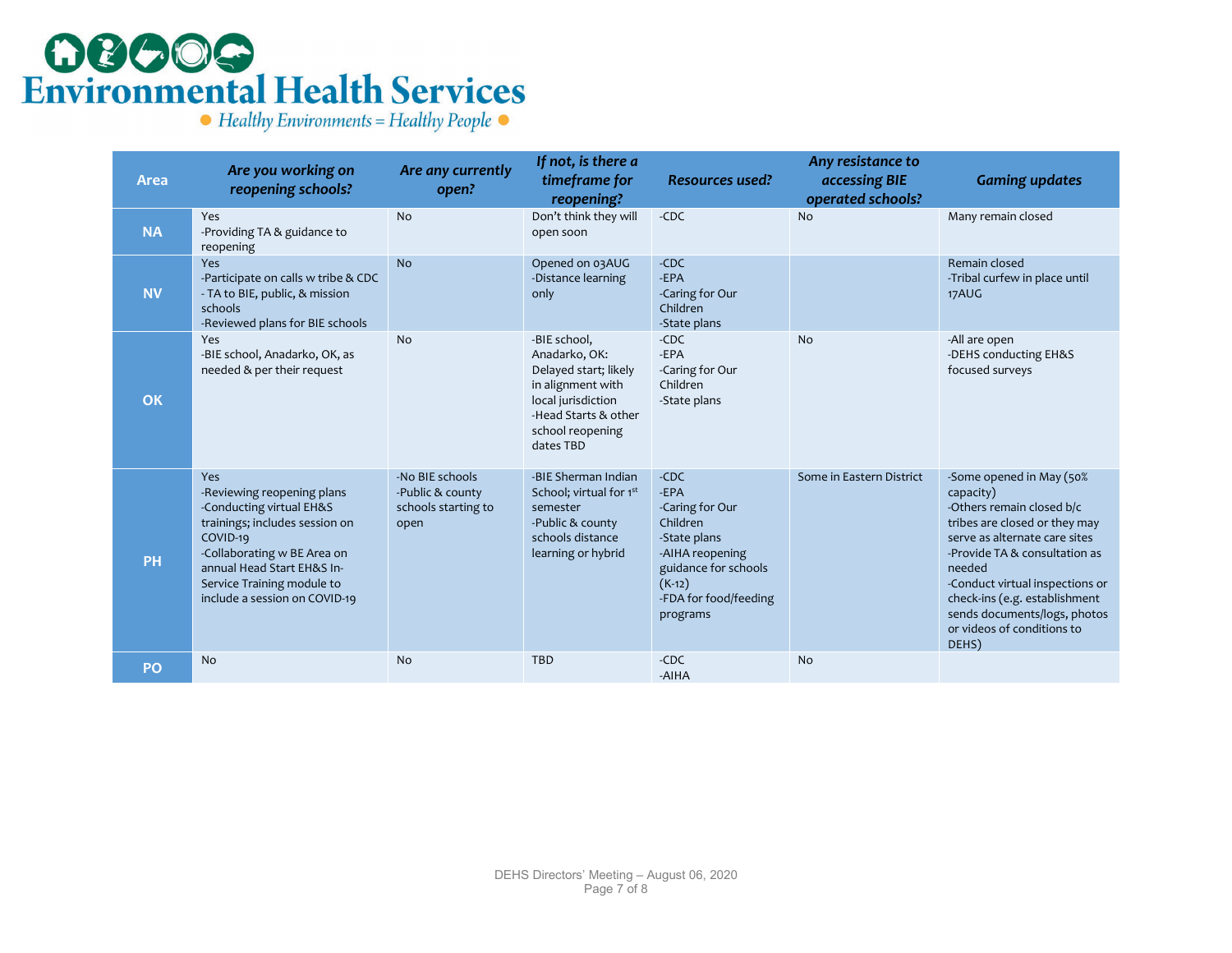# Environmental Health Services

Healthy Environments = Healthy People

| Area | Are you working on reopening schools? | Are any currently open? | If not, is there a timeframe for reopening? | Resources used? | Any resistance to accessing BIE operated schools? | Gaming updates |
|---|---|---|---|---|---|---|
| NA | Yes<br>-Providing TA & guidance to reopening | No | Don't think they will open soon | -CDC | No | Many remain closed |
| NV | Yes<br>-Participate on calls w tribe & CDC<br>- TA to BIE, public, & mission schools<br>-Reviewed plans for BIE schools | No | Opened on 03AUG<br>-Distance learning only | -CDC<br>-EPA<br>-Caring for Our Children<br>-State plans | | Remain closed<br>-Tribal curfew in place until 17AUG |
| OK | Yes<br>-BIE school, Anadarko, OK, as needed & per their request | No | -BIE school, Anadarko, OK: Delayed start; likely in alignment with local jurisdiction<br>-Head Starts & other school reopening dates TBD | -CDC<br>-EPA<br>-Caring for Our Children<br>-State plans | No | -All are open<br>-DEHS conducting EH&S focused surveys |
| PH | Yes<br>-Reviewing reopening plans<br>-Conducting virtual EH&S trainings; includes session on COVID-19<br>-Collaborating w BE Area on annual Head Start EH&S In-Service Training module to include a session on COVID-19 | -No BIE schools<br>-Public & county schools starting to open | -BIE Sherman Indian School; virtual for 1st semester<br>-Public & county schools distance learning or hybrid | -CDC<br>-EPA<br>-Caring for Our Children<br>-State plans<br>-AIHA reopening guidance for schools (K-12)<br>-FDA for food/feeding programs | Some in Eastern District | -Some opened in May (50% capacity)<br>-Others remain closed b/c tribes are closed or they may serve as alternate care sites<br>-Provide TA & consultation as needed<br>-Conduct virtual inspections or check-ins (e.g. establishment sends documents/logs, photos or videos of conditions to DEHS) |
| PO | No | No | TBD | -CDC<br>-AIHA | No | |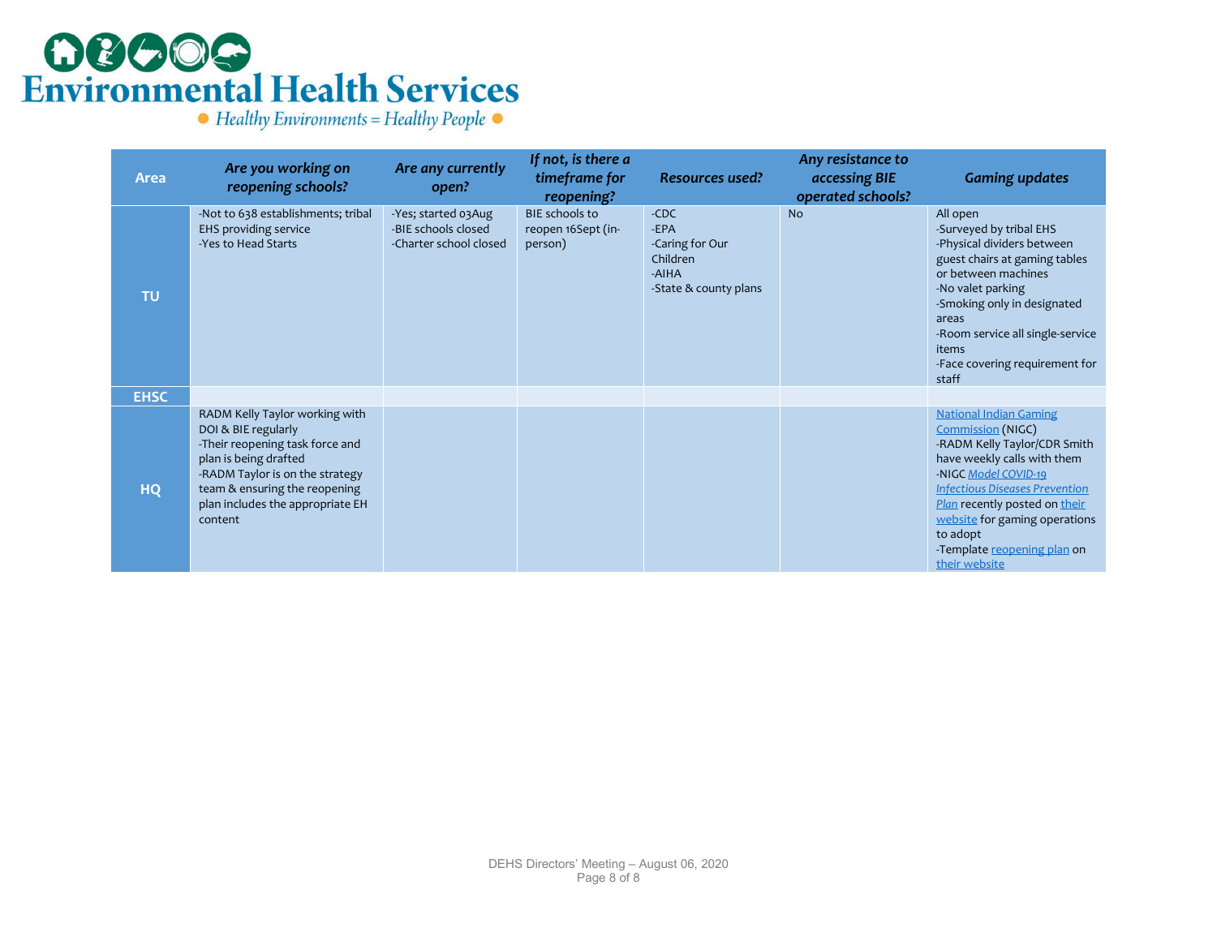# Environmental Health Services

*Healthy Environments = Healthy People*

| Area | *Are you working on reopening schools?* | *Are any currently open?* | *If not, is there a timeframe for reopening?* | *Resources used?* | *Any resistance to accessing BIE operated schools?* | *Gaming updates* |
|---|---|---|---|---|---|---|
| **TU** | -Not to 638 establishments; tribal EHS providing service<br>-Yes to Head Starts | -Yes; started 03Aug<br>-BIE schools closed<br>-Charter school closed | BIE schools to reopen 16Sept (in-person) | -CDC<br>-EPA<br>-Caring for Our Children<br>-AIHA<br>-State & county plans | No | All open<br>-Surveyed by tribal EHS<br>-Physical dividers between guest chairs at gaming tables or between machines<br>-No valet parking<br>-Smoking only in designated areas<br>-Room service all single-service items<br>-Face covering requirement for staff |
| **EHSC** | | | | | | |
| **HQ** | RADM Kelly Taylor working with DOI & BIE regularly<br>-Their reopening task force and plan is being drafted<br>-RADM Taylor is on the strategy team & ensuring the reopening plan includes the appropriate EH content | | | | | National Indian Gaming Commission (NIGC)<br>-RADM Kelly Taylor/CDR Smith have weekly calls with them<br>-NIGC *Model COVID-19 Infectious Diseases Prevention Plan* recently posted on their website for gaming operations to adopt<br>-Template reopening plan on their website |

DEHS Directors' Meeting – August 06, 2020